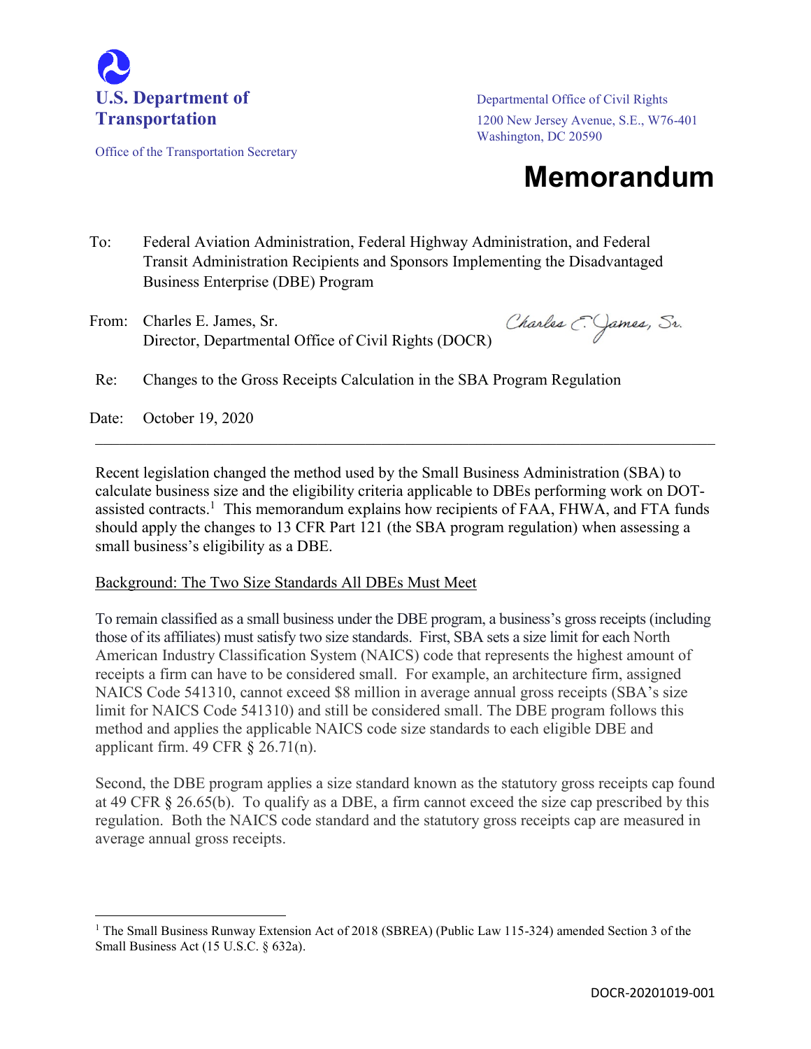**U.S. Department of Transportation**

Office of the Transportation Secretary

Departmental Office of Civil Rights
1200 New Jersey Avenue, S.E., W76-401
Washington, DC 20590

# Memorandum

To: Federal Aviation Administration, Federal Highway Administration, and Federal Transit Administration Recipients and Sponsors Implementing the Disadvantaged Business Enterprise (DBE) Program

From: Charles E. James, Sr.
Director, Departmental Office of Civil Rights (DOCR)

Re: Changes to the Gross Receipts Calculation in the SBA Program Regulation

Date: October 19, 2020

---

Recent legislation changed the method used by the Small Business Administration (SBA) to calculate business size and the eligibility criteria applicable to DBEs performing work on DOT-assisted contracts.[1] This memorandum explains how recipients of FAA, FHWA, and FTA funds should apply the changes to 13 CFR Part 121 (the SBA program regulation) when assessing a small business's eligibility as a DBE.

## Background: The Two Size Standards All DBEs Must Meet

To remain classified as a small business under the DBE program, a business's gross receipts (including those of its affiliates) must satisfy two size standards. First, SBA sets a size limit for each North American Industry Classification System (NAICS) code that represents the highest amount of receipts a firm can have to be considered small. For example, an architecture firm, assigned NAICS Code 541310, cannot exceed $8 million in average annual gross receipts (SBA's size limit for NAICS Code 541310) and still be considered small. The DBE program follows this method and applies the applicable NAICS code size standards to each eligible DBE and applicant firm. 49 CFR § 26.71(n).

Second, the DBE program applies a size standard known as the statutory gross receipts cap found at 49 CFR § 26.65(b). To qualify as a DBE, a firm cannot exceed the size cap prescribed by this regulation. Both the NAICS code standard and the statutory gross receipts cap are measured in average annual gross receipts.

---

[1] The Small Business Runway Extension Act of 2018 (SBREA) (Public Law 115-324) amended Section 3 of the Small Business Act (15 U.S.C. § 632a).

DOCR-20201019-001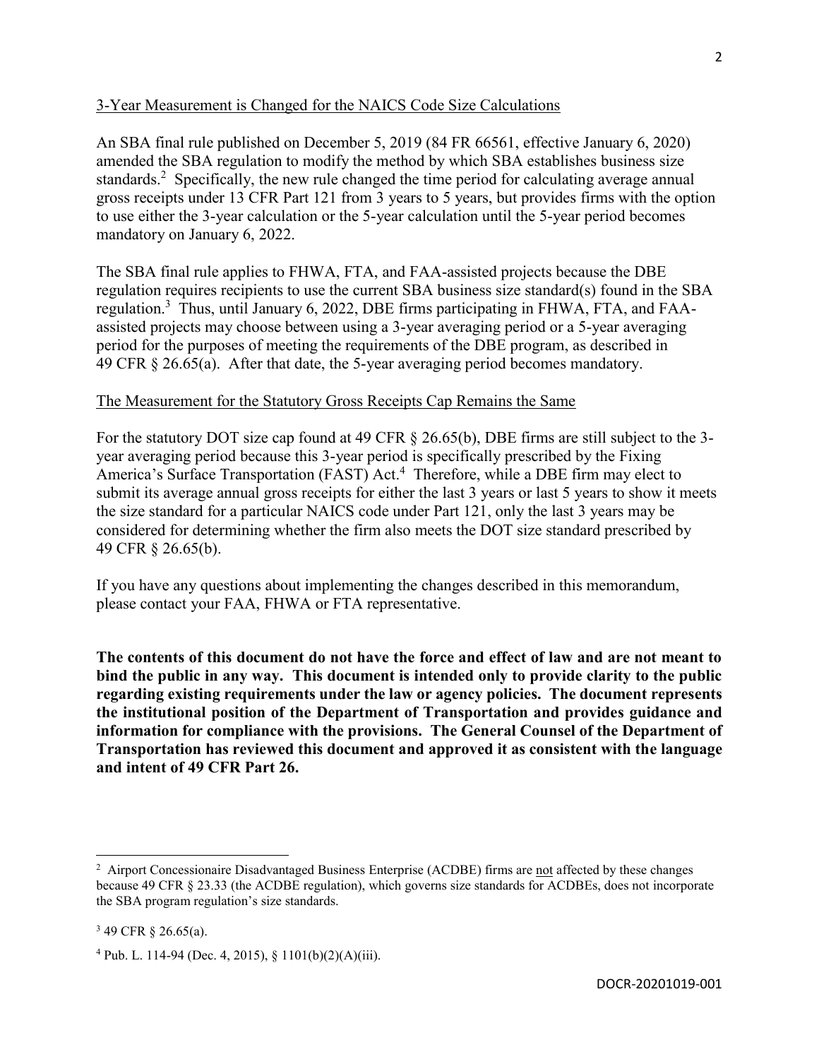<u>3-Year Measurement is Changed for the NAICS Code Size Calculations</u>

An SBA final rule published on December 5, 2019 (84 FR 66561, effective January 6, 2020) amended the SBA regulation to modify the method by which SBA establishes business size standards.[2] Specifically, the new rule changed the time period for calculating average annual gross receipts under 13 CFR Part 121 from 3 years to 5 years, but provides firms with the option to use either the 3-year calculation or the 5-year calculation until the 5-year period becomes mandatory on January 6, 2022.

The SBA final rule applies to FHWA, FTA, and FAA-assisted projects because the DBE regulation requires recipients to use the current SBA business size standard(s) found in the SBA regulation.[3] Thus, until January 6, 2022, DBE firms participating in FHWA, FTA, and FAA-assisted projects may choose between using a 3-year averaging period or a 5-year averaging period for the purposes of meeting the requirements of the DBE program, as described in 49 CFR § 26.65(a). After that date, the 5-year averaging period becomes mandatory.

<u>The Measurement for the Statutory Gross Receipts Cap Remains the Same</u>

For the statutory DOT size cap found at 49 CFR § 26.65(b), DBE firms are still subject to the 3-year averaging period because this 3-year period is specifically prescribed by the Fixing America's Surface Transportation (FAST) Act.[4] Therefore, while a DBE firm may elect to submit its average annual gross receipts for either the last 3 years or last 5 years to show it meets the size standard for a particular NAICS code under Part 121, only the last 3 years may be considered for determining whether the firm also meets the DOT size standard prescribed by 49 CFR § 26.65(b).

If you have any questions about implementing the changes described in this memorandum, please contact your FAA, FHWA or FTA representative.

**The contents of this document do not have the force and effect of law and are not meant to bind the public in any way. This document is intended only to provide clarity to the public regarding existing requirements under the law or agency policies. The document represents the institutional position of the Department of Transportation and provides guidance and information for compliance with the provisions. The General Counsel of the Department of Transportation has reviewed this document and approved it as consistent with the language and intent of 49 CFR Part 26.**

---

[2] Airport Concessionaire Disadvantaged Business Enterprise (ACDBE) firms are <u>not</u> affected by these changes because 49 CFR § 23.33 (the ACDBE regulation), which governs size standards for ACDBEs, does not incorporate the SBA program regulation's size standards.

[3] 49 CFR § 26.65(a).

[4] Pub. L. 114-94 (Dec. 4, 2015), § 1101(b)(2)(A)(iii).

DOCR-20201019-001